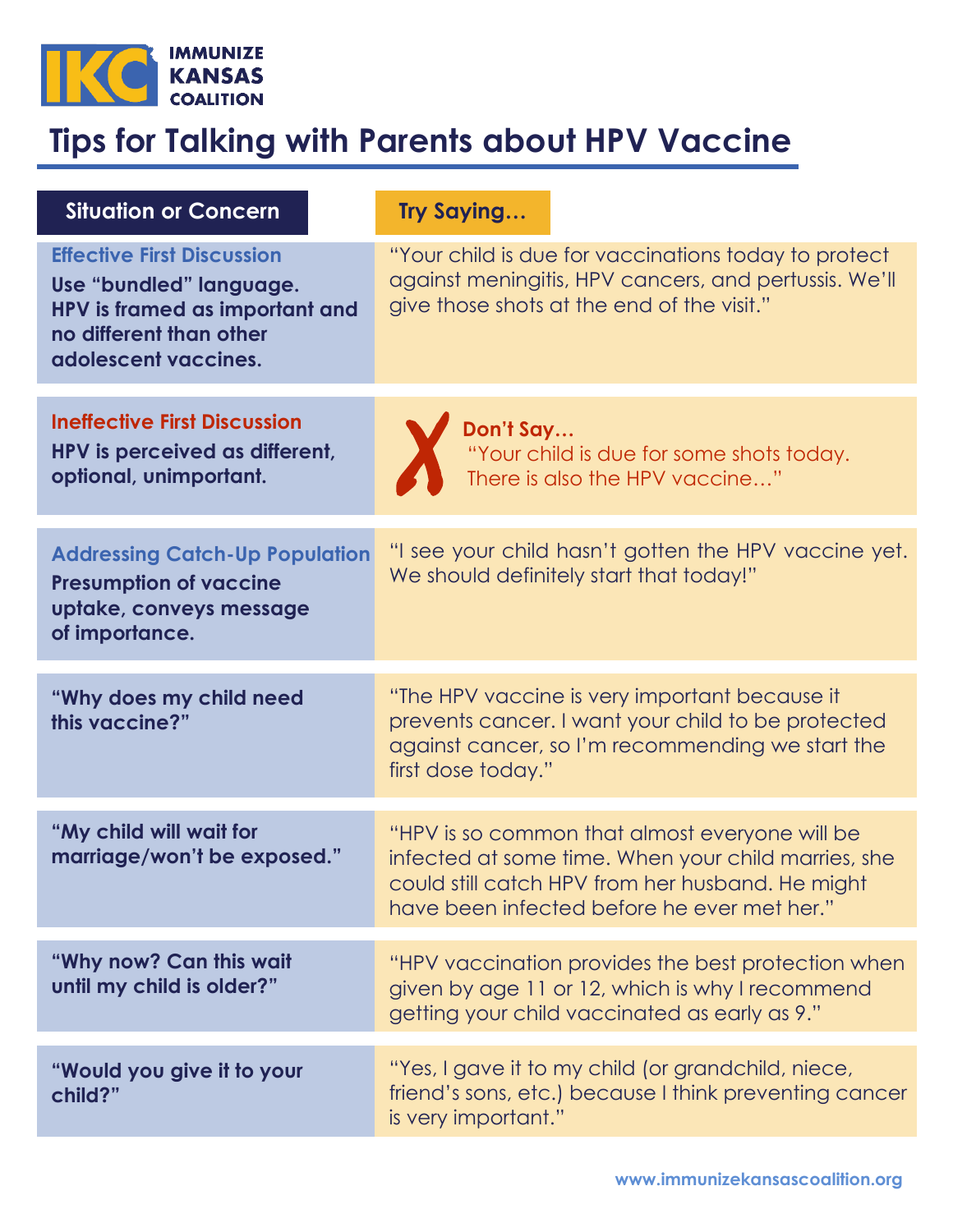IMMUNIZE KANSAS COALITION

# Tips for Talking with Parents about HPV Vaccine

| Situation or Concern | Try Saying… |
|---|---|
| **Effective First Discussion**<br>**Use "bundled" language. HPV is framed as important and no different than other adolescent vaccines.** | "Your child is due for vaccinations today to protect against meningitis, HPV cancers, and pertussis. We'll give those shots at the end of the visit." |
| **Ineffective First Discussion**<br>**HPV is perceived as different, optional, unimportant.** | ✗ **Don't Say…**<br>"Your child is due for some shots today. There is also the HPV vaccine…" |
| **Addressing Catch-Up Population**<br>**Presumption of vaccine uptake, conveys message of importance.** | "I see your child hasn't gotten the HPV vaccine yet. We should definitely start that today!" |
| **"Why does my child need this vaccine?"** | "The HPV vaccine is very important because it prevents cancer. I want your child to be protected against cancer, so I'm recommending we start the first dose today." |
| **"My child will wait for marriage/won't be exposed."** | "HPV is so common that almost everyone will be infected at some time. When your child marries, she could still catch HPV from her husband. He might have been infected before he ever met her." |
| **"Why now? Can this wait until my child is older?"** | "HPV vaccination provides the best protection when given by age 11 or 12, which is why I recommend getting your child vaccinated as early as 9." |
| **"Would you give it to your child?"** | "Yes, I gave it to my child (or grandchild, niece, friend's sons, etc.) because I think preventing cancer is very important." |

www.immunizekansascoalition.org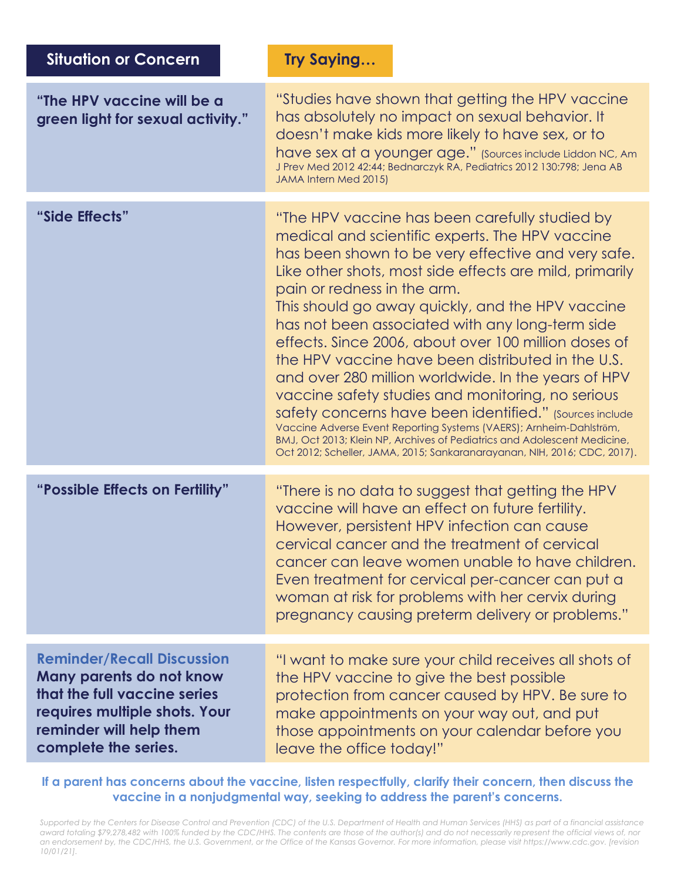| Situation or Concern | Try Saying… |
| --- | --- |
| **“The HPV vaccine will be a green light for sexual activity.”** | “Studies have shown that getting the HPV vaccine has absolutely no impact on sexual behavior. It doesn’t make kids more likely to have sex, or to have sex at a younger age.” (Sources include Liddon NC, Am J Prev Med 2012 42:44; Bednarczyk RA, Pediatrics 2012 130:798; Jena AB JAMA Intern Med 2015) |
| **“Side Effects”** | “The HPV vaccine has been carefully studied by medical and scientific experts. The HPV vaccine has been shown to be very effective and very safe. Like other shots, most side effects are mild, primarily pain or redness in the arm. This should go away quickly, and the HPV vaccine has not been associated with any long-term side effects. Since 2006, about over 100 million doses of the HPV vaccine have been distributed in the U.S. and over 280 million worldwide. In the years of HPV vaccine safety studies and monitoring, no serious safety concerns have been identified.” (Sources include Vaccine Adverse Event Reporting Systems (VAERS); Arnheim-Dahlström, BMJ, Oct 2013; Klein NP, Archives of Pediatrics and Adolescent Medicine, Oct 2012; Scheller, JAMA, 2015; Sankaranarayanan, NIH, 2016; CDC, 2017). |
| **“Possible Effects on Fertility”** | “There is no data to suggest that getting the HPV vaccine will have an effect on future fertility. However, persistent HPV infection can cause cervical cancer and the treatment of cervical cancer can leave women unable to have children. Even treatment for cervical per-cancer can put a woman at risk for problems with her cervix during pregnancy causing preterm delivery or problems.” |
| **Reminder/Recall Discussion** **Many parents do not know that the full vaccine series requires multiple shots. Your reminder will help them complete the series.** | “I want to make sure your child receives all shots of the HPV vaccine to give the best possible protection from cancer caused by HPV. Be sure to make appointments on your way out, and put those appointments on your calendar before you leave the office today!” |

**If a parent has concerns about the vaccine, listen respectfully, clarify their concern, then discuss the vaccine in a nonjudgmental way, seeking to address the parent’s concerns.**

*Supported by the Centers for Disease Control and Prevention (CDC) of the U.S. Department of Health and Human Services (HHS) as part of a financial assistance award totaling $79,278,482 with 100% funded by the CDC/HHS. The contents are those of the author(s) and do not necessarily represent the official views of, nor an endorsement by, the CDC/HHS, the U.S. Government, or the Office of the Kansas Governor. For more information, please visit https://www.cdc.gov. [revision 10/01/21].*